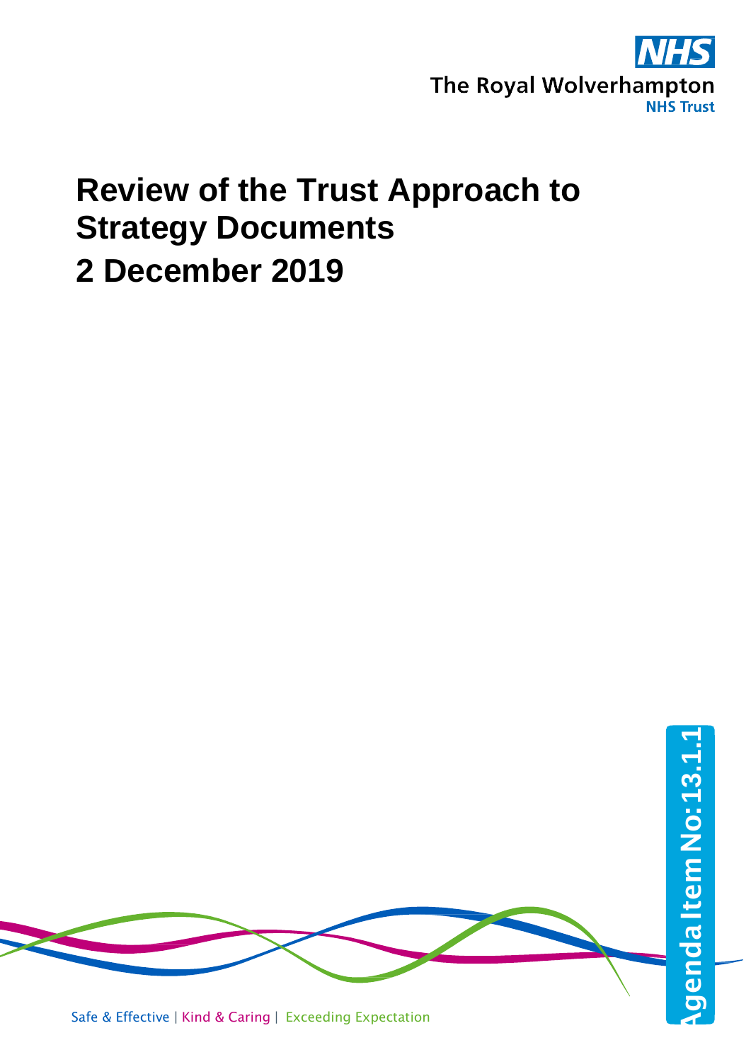The Royal Wolverhampton NHS Trust

# Review of the Trust Approach to Strategy Documents

## 2 December 2019

Agenda Item No: 13.1.1

Safe & Effective | Kind & Caring | Exceeding Expectation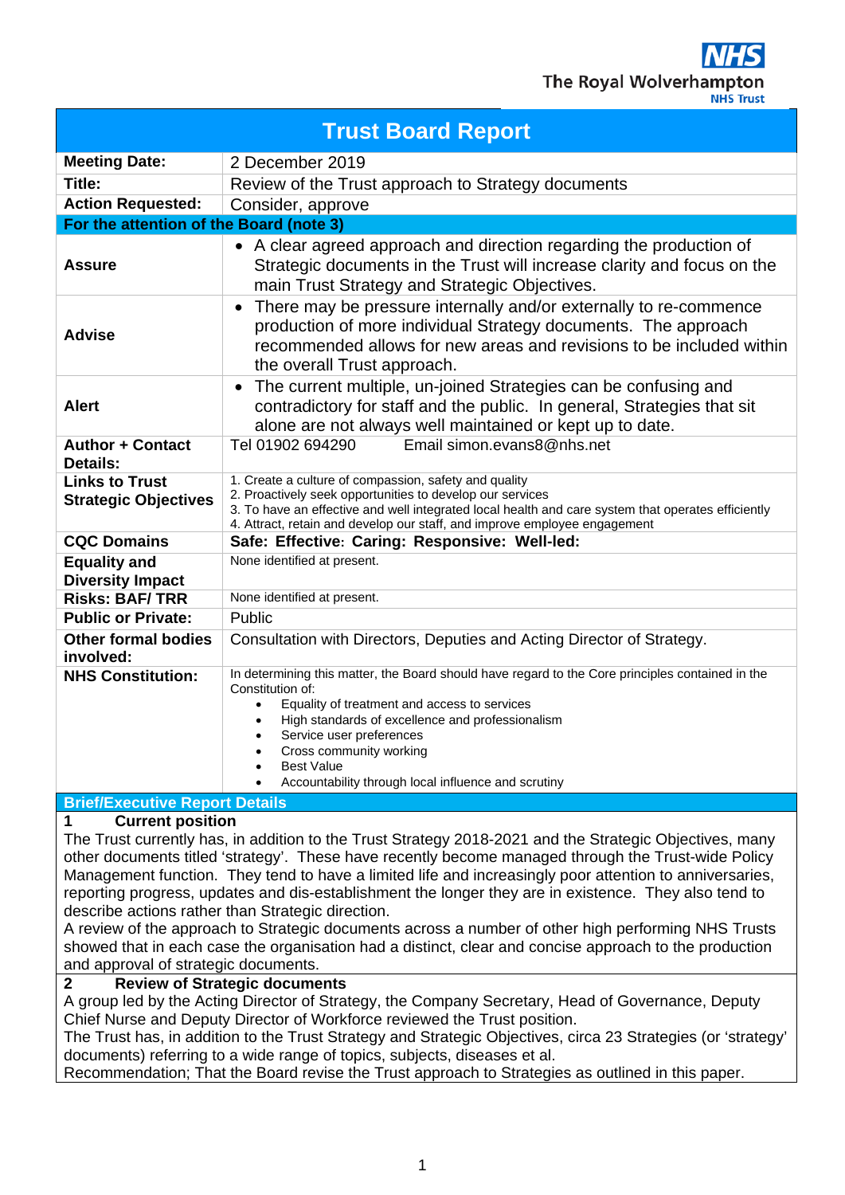The Royal Wolverhampton NHS Trust

# Trust Board Report

| | |
|---|---|
| **Meeting Date:** | 2 December 2019 |
| **Title:** | Review of the Trust approach to Strategy documents |
| **Action Requested:** | Consider, approve |
| **For the attention of the Board (note 3)** | |
| **Assure** | • A clear agreed approach and direction regarding the production of Strategic documents in the Trust will increase clarity and focus on the main Trust Strategy and Strategic Objectives. |
| **Advise** | • There may be pressure internally and/or externally to re-commence production of more individual Strategy documents. The approach recommended allows for new areas and revisions to be included within the overall Trust approach. |
| **Alert** | • The current multiple, un-joined Strategies can be confusing and contradictory for staff and the public. In general, Strategies that sit alone are not always well maintained or kept up to date. |
| **Author + Contact Details:** | Tel 01902 694290 Email simon.evans8@nhs.net |
| **Links to Trust Strategic Objectives** | 1. Create a culture of compassion, safety and quality<br>2. Proactively seek opportunities to develop our services<br>3. To have an effective and well integrated local health and care system that operates efficiently<br>4. Attract, retain and develop our staff, and improve employee engagement |
| **CQC Domains** | **Safe: Effective: Caring: Responsive: Well-led:** |
| **Equality and Diversity Impact** | None identified at present. |
| **Risks: BAF/ TRR** | None identified at present. |
| **Public or Private:** | Public |
| **Other formal bodies involved:** | Consultation with Directors, Deputies and Acting Director of Strategy. |
| **NHS Constitution:** | In determining this matter, the Board should have regard to the Core principles contained in the Constitution of:<br>• Equality of treatment and access to services<br>• High standards of excellence and professionalism<br>• Service user preferences<br>• Cross community working<br>• Best Value<br>• Accountability through local influence and scrutiny |

## Brief/Executive Report Details

### 1 Current position

The Trust currently has, in addition to the Trust Strategy 2018-2021 and the Strategic Objectives, many other documents titled 'strategy'. These have recently become managed through the Trust-wide Policy Management function. They tend to have a limited life and increasingly poor attention to anniversaries, reporting progress, updates and dis-establishment the longer they are in existence. They also tend to describe actions rather than Strategic direction.

A review of the approach to Strategic documents across a number of other high performing NHS Trusts showed that in each case the organisation had a distinct, clear and concise approach to the production and approval of strategic documents.

### 2 Review of Strategic documents

A group led by the Acting Director of Strategy, the Company Secretary, Head of Governance, Deputy Chief Nurse and Deputy Director of Workforce reviewed the Trust position.

The Trust has, in addition to the Trust Strategy and Strategic Objectives, circa 23 Strategies (or 'strategy' documents) referring to a wide range of topics, subjects, diseases et al.

Recommendation; That the Board revise the Trust approach to Strategies as outlined in this paper.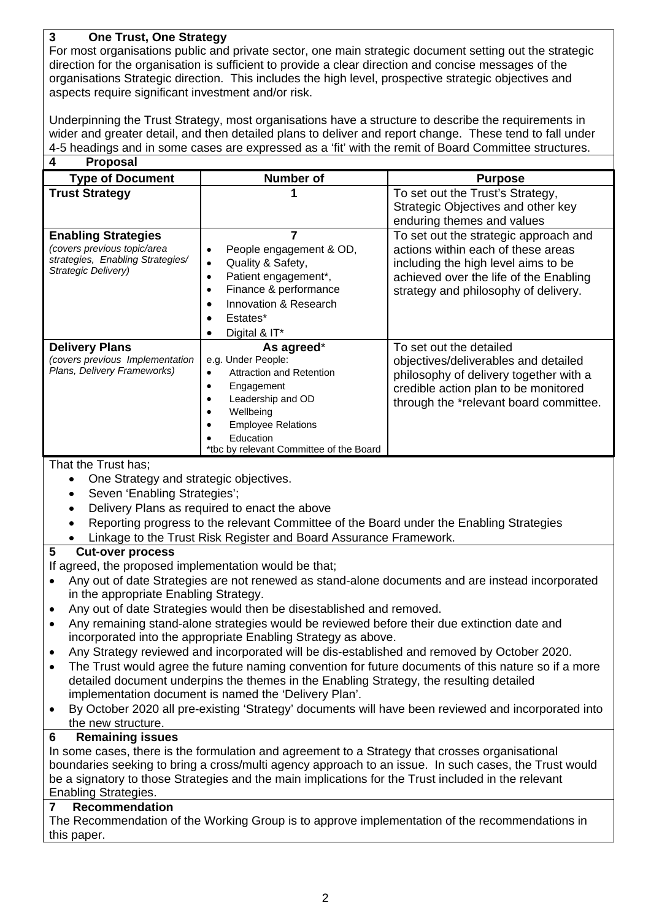## 3 One Trust, One Strategy

For most organisations public and private sector, one main strategic document setting out the strategic direction for the organisation is sufficient to provide a clear direction and concise messages of the organisations Strategic direction. This includes the high level, prospective strategic objectives and aspects require significant investment and/or risk.

Underpinning the Trust Strategy, most organisations have a structure to describe the requirements in wider and greater detail, and then detailed plans to deliver and report change. These tend to fall under 4-5 headings and in some cases are expressed as a 'fit' with the remit of Board Committee structures.

## 4 Proposal

| Type of Document | Number of | Purpose |
|---|---|---|
| **Trust Strategy** | **1** | To set out the Trust's Strategy, Strategic Objectives and other key enduring themes and values |
| **Enabling Strategies** *(covers previous topic/area strategies, Enabling Strategies/ Strategic Delivery)* | **7**<br>• People engagement & OD,<br>• Quality & Safety,<br>• Patient engagement*,<br>• Finance & performance<br>• Innovation & Research<br>• Estates*<br>• Digital & IT* | To set out the strategic approach and actions within each of these areas including the high level aims to be achieved over the life of the Enabling strategy and philosophy of delivery. |
| **Delivery Plans** *(covers previous Implementation Plans, Delivery Frameworks)* | **As agreed***<br>e.g. Under People:<br>• Attraction and Retention<br>• Engagement<br>• Leadership and OD<br>• Wellbeing<br>• Employee Relations<br>• Education<br>*tbc by relevant Committee of the Board | To set out the detailed objectives/deliverables and detailed philosophy of delivery together with a credible action plan to be monitored through the *relevant board committee. |

That the Trust has;

- One Strategy and strategic objectives.
- Seven 'Enabling Strategies';
- Delivery Plans as required to enact the above
- Reporting progress to the relevant Committee of the Board under the Enabling Strategies
- Linkage to the Trust Risk Register and Board Assurance Framework.

## 5 Cut-over process

If agreed, the proposed implementation would be that;

- Any out of date Strategies are not renewed as stand-alone documents and are instead incorporated in the appropriate Enabling Strategy.
- Any out of date Strategies would then be disestablished and removed.
- Any remaining stand-alone strategies would be reviewed before their due extinction date and incorporated into the appropriate Enabling Strategy as above.
- Any Strategy reviewed and incorporated will be dis-established and removed by October 2020.
- The Trust would agree the future naming convention for future documents of this nature so if a more detailed document underpins the themes in the Enabling Strategy, the resulting detailed implementation document is named the 'Delivery Plan'.
- By October 2020 all pre-existing 'Strategy' documents will have been reviewed and incorporated into the new structure.

## 6 Remaining issues

In some cases, there is the formulation and agreement to a Strategy that crosses organisational boundaries seeking to bring a cross/multi agency approach to an issue. In such cases, the Trust would be a signatory to those Strategies and the main implications for the Trust included in the relevant Enabling Strategies.

## 7 Recommendation

The Recommendation of the Working Group is to approve implementation of the recommendations in this paper.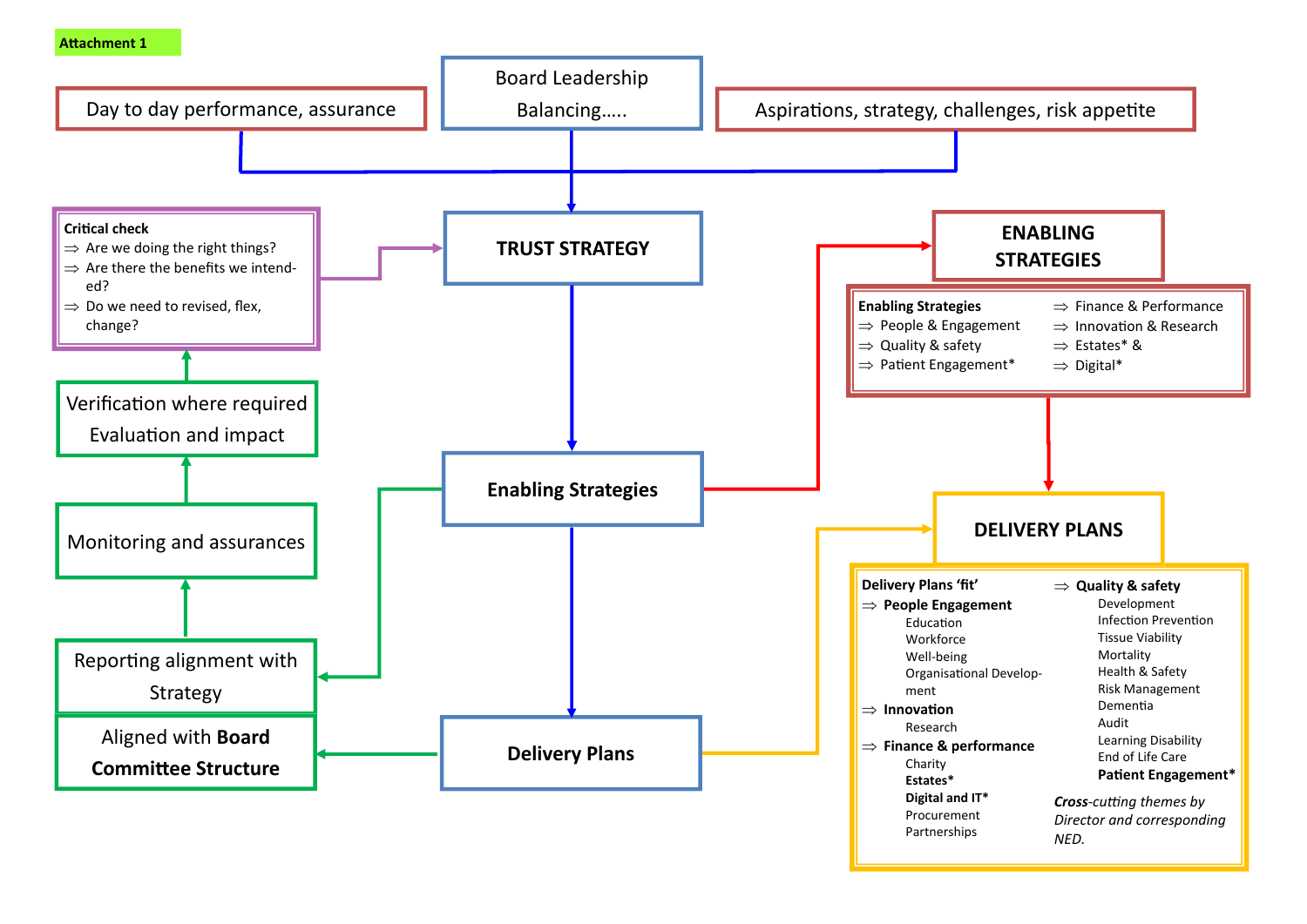Attachment 1

Day to day performance, assurance

Board Leadership
Balancing…..

Aspirations, strategy, challenges, risk appetite

**TRUST STRATEGY**

**Critical check**
- ⇒ Are we doing the right things?
- ⇒ Are there the benefits we intended?
- ⇒ Do we need to revised, flex, change?

Verification where required
Evaluation and impact

Monitoring and assurances

Reporting alignment with Strategy

Aligned with **Board Committee Structure**

**Enabling Strategies**

**Delivery Plans**

**ENABLING STRATEGIES**

**Enabling Strategies**
- ⇒ People & Engagement
- ⇒ Quality & safety
- ⇒ Patient Engagement*
- ⇒ Finance & Performance
- ⇒ Innovation & Research
- ⇒ Estates* &
- ⇒ Digital*

**DELIVERY PLANS**

**Delivery Plans 'fit'**

- ⇒ **People Engagement**
  - Education
  - Workforce
  - Well-being
  - Organisational Development
- ⇒ **Innovation**
  - Research
- ⇒ **Finance & performance**
  - Charity
  - **Estates***
  - **Digital and IT***
  - Procurement
  - Partnerships
- ⇒ **Quality & safety**
  - Development
  - Infection Prevention
  - Tissue Viability
  - Mortality
  - Health & Safety
  - Risk Management
  - Dementia
  - Audit
  - Learning Disability
  - End of Life Care
  - **Patient Engagement***

***Cross**-cutting themes by Director and corresponding NED.*